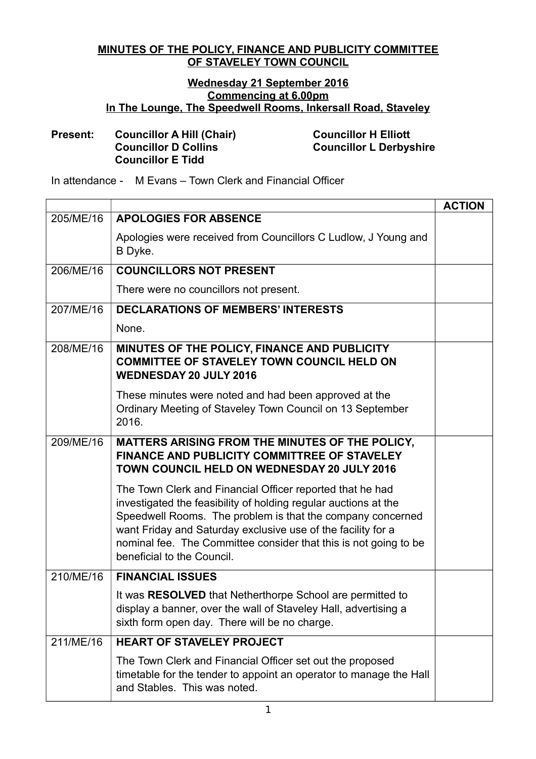**MINUTES OF THE POLICY, FINANCE AND PUBLICITY COMMITTEE OF STAVELEY TOWN COUNCIL**

**Wednesday 21 September 2016**
**Commencing at 6.00pm**
**In The Lounge, The Speedwell Rooms, Inkersall Road, Staveley**

**Present:** **Councillor A Hill (Chair)**
**Councillor D Collins**
**Councillor E Tidd**
**Councillor H Elliott**
**Councillor L Derbyshire**

In attendance - M Evans – Town Clerk and Financial Officer

| | | **ACTION** |
|---|---|---|
| 205/ME/16 | **APOLOGIES FOR ABSENCE**<br><br>Apologies were received from Councillors C Ludlow, J Young and B Dyke. | |
| 206/ME/16 | **COUNCILLORS NOT PRESENT**<br><br>There were no councillors not present. | |
| 207/ME/16 | **DECLARATIONS OF MEMBERS' INTERESTS**<br><br>None. | |
| 208/ME/16 | **MINUTES OF THE POLICY, FINANCE AND PUBLICITY COMMITTEE OF STAVELEY TOWN COUNCIL HELD ON WEDNESDAY 20 JULY 2016**<br><br>These minutes were noted and had been approved at the Ordinary Meeting of Staveley Town Council on 13 September 2016. | |
| 209/ME/16 | **MATTERS ARISING FROM THE MINUTES OF THE POLICY, FINANCE AND PUBLICITY COMMITTREE OF STAVELEY TOWN COUNCIL HELD ON WEDNESDAY 20 JULY 2016**<br><br>The Town Clerk and Financial Officer reported that he had investigated the feasibility of holding regular auctions at the Speedwell Rooms. The problem is that the company concerned want Friday and Saturday exclusive use of the facility for a nominal fee. The Committee consider that this is not going to be beneficial to the Council. | |
| 210/ME/16 | **FINANCIAL ISSUES**<br><br>It was **RESOLVED** that Netherthorpe School are permitted to display a banner, over the wall of Staveley Hall, advertising a sixth form open day. There will be no charge. | |
| 211/ME/16 | **HEART OF STAVELEY PROJECT**<br><br>The Town Clerk and Financial Officer set out the proposed timetable for the tender to appoint an operator to manage the Hall and Stables. This was noted. | |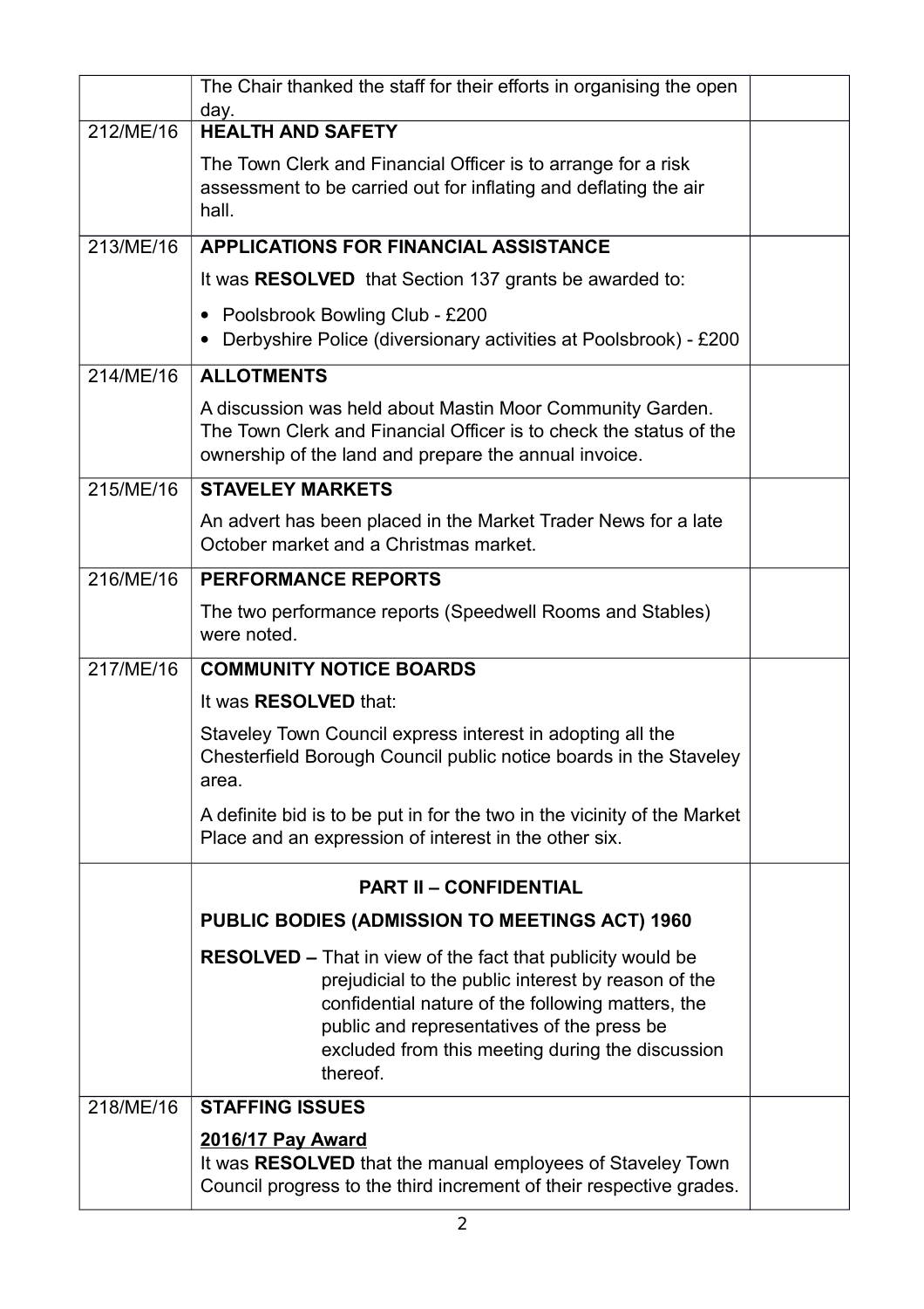|  |  |  |
|---|---|---|
|  | The Chair thanked the staff for their efforts in organising the open day. |  |
| 212/ME/16 | **HEALTH AND SAFETY**<br><br>The Town Clerk and Financial Officer is to arrange for a risk assessment to be carried out for inflating and deflating the air hall. |  |
| 213/ME/16 | **APPLICATIONS FOR FINANCIAL ASSISTANCE**<br><br>It was **RESOLVED** that Section 137 grants be awarded to:<br><br>• Poolsbrook Bowling Club - £200<br>• Derbyshire Police (diversionary activities at Poolsbrook) - £200 |  |
| 214/ME/16 | **ALLOTMENTS**<br><br>A discussion was held about Mastin Moor Community Garden. The Town Clerk and Financial Officer is to check the status of the ownership of the land and prepare the annual invoice. |  |
| 215/ME/16 | **STAVELEY MARKETS**<br><br>An advert has been placed in the Market Trader News for a late October market and a Christmas market. |  |
| 216/ME/16 | **PERFORMANCE REPORTS**<br><br>The two performance reports (Speedwell Rooms and Stables) were noted. |  |
| 217/ME/16 | **COMMUNITY NOTICE BOARDS**<br><br>It was **RESOLVED** that:<br><br>Staveley Town Council express interest in adopting all the Chesterfield Borough Council public notice boards in the Staveley area.<br><br>A definite bid is to be put in for the two in the vicinity of the Market Place and an expression of interest in the other six. |  |
|  | **PART II – CONFIDENTIAL**<br><br>**PUBLIC BODIES (ADMISSION TO MEETINGS ACT) 1960**<br><br>**RESOLVED –** That in view of the fact that publicity would be prejudicial to the public interest by reason of the confidential nature of the following matters, the public and representatives of the press be excluded from this meeting during the discussion thereof. |  |
| 218/ME/16 | **STAFFING ISSUES**<br><br>**<u>2016/17 Pay Award</u>**<br>It was **RESOLVED** that the manual employees of Staveley Town Council progress to the third increment of their respective grades. |  |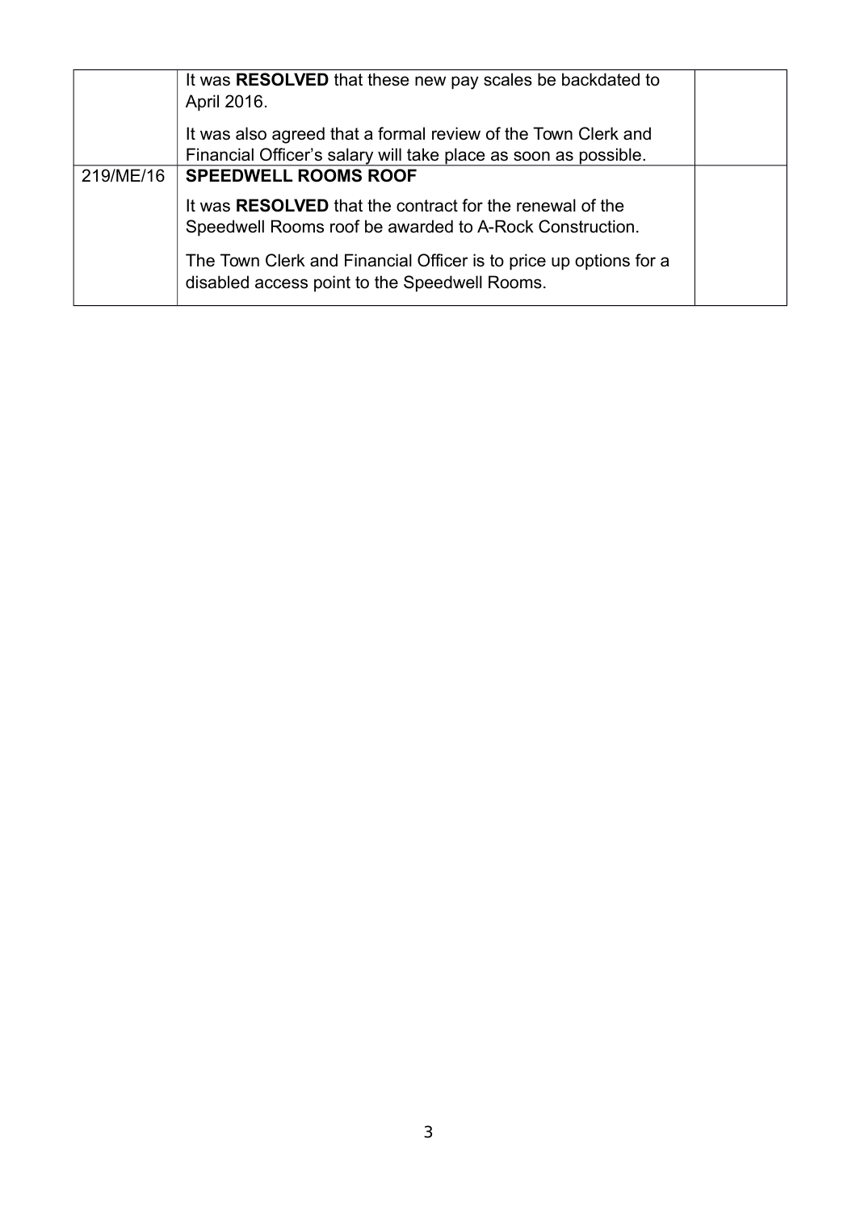| | | |
|---|---|---|
| | It was **RESOLVED** that these new pay scales be backdated to April 2016.<br><br>It was also agreed that a formal review of the Town Clerk and Financial Officer's salary will take place as soon as possible. | |
| 219/ME/16 | **SPEEDWELL ROOMS ROOF**<br><br>It was **RESOLVED** that the contract for the renewal of the Speedwell Rooms roof be awarded to A-Rock Construction.<br><br>The Town Clerk and Financial Officer is to price up options for a disabled access point to the Speedwell Rooms. | |